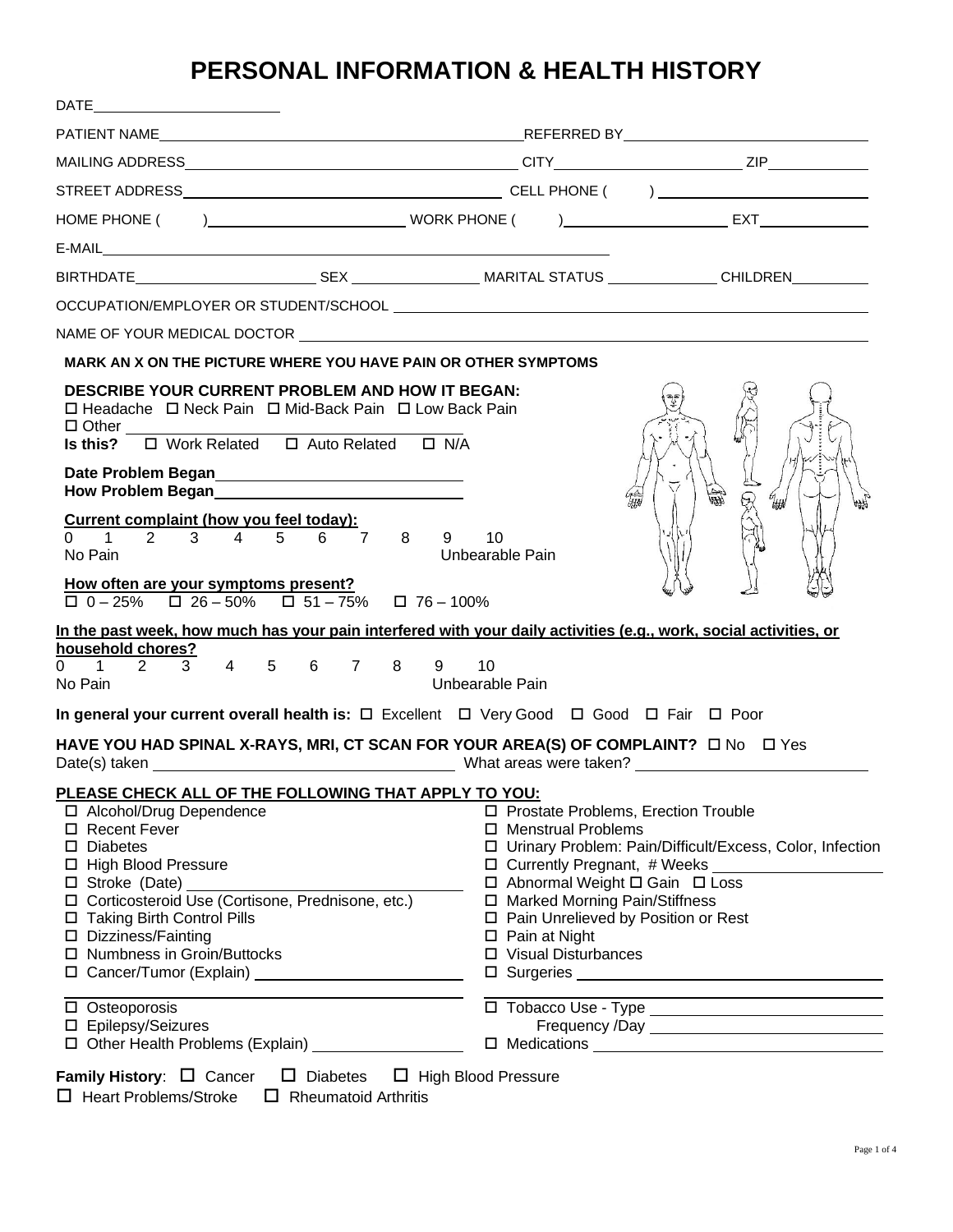# PERSONAL INFORMATION & HEALTH HISTORY

DATE\_\_\_\_\_\_\_\_\_\_\_\_\_\_\_\_\_\_\_\_\_\_

PATIENT NAME\_\_\_\_\_\_\_\_\_\_\_\_\_\_\_\_\_\_\_\_\_\_\_\_\_\_\_\_\_\_\_\_\_\_\_\_\_\_\_\_ REFERRED BY\_\_\_\_\_\_\_\_\_\_\_\_\_\_\_\_\_\_\_\_\_\_\_\_\_\_

MAILING ADDRESS\_\_\_\_\_\_\_\_\_\_\_\_\_\_\_\_\_\_\_\_\_\_\_\_\_\_\_\_\_\_\_\_\_\_\_ CITY\_\_\_\_\_\_\_\_\_\_\_\_\_\_\_\_\_\_\_\_ ZIP\_\_\_\_\_\_\_\_\_\_

STREET ADDRESS\_\_\_\_\_\_\_\_\_\_\_\_\_\_\_\_\_\_\_\_\_\_\_\_\_\_\_\_\_\_\_\_\_\_\_ CELL PHONE (     ) \_\_\_\_\_\_\_\_\_\_\_\_\_\_\_\_\_\_\_\_\_\_

HOME PHONE (     )\_\_\_\_\_\_\_\_\_\_\_\_\_\_\_\_\_\_\_\_\_\_ WORK PHONE (     )\_\_\_\_\_\_\_\_\_\_\_\_\_\_\_\_\_\_ EXT\_\_\_\_\_\_\_\_\_\_\_\_

E-MAIL\_\_\_\_\_\_\_\_\_\_\_\_\_\_\_\_\_\_\_\_\_\_\_\_\_\_\_\_\_\_\_\_\_\_\_\_\_\_\_\_\_\_\_\_\_\_\_\_\_\_\_\_\_\_\_\_

BIRTHDATE\_\_\_\_\_\_\_\_\_\_\_\_\_\_\_\_\_\_\_\_ SEX \_\_\_\_\_\_\_\_\_\_\_\_\_\_ MARITAL STATUS \_\_\_\_\_\_\_\_\_\_\_\_ CHILDREN\_\_\_\_\_\_\_\_

OCCUPATION/EMPLOYER OR STUDENT/SCHOOL \_\_\_\_\_\_\_\_\_\_\_\_\_\_\_\_\_\_\_\_\_\_\_\_\_\_\_\_\_\_\_\_\_\_\_\_\_\_\_\_\_\_\_\_\_\_\_\_\_\_\_\_\_\_

NAME OF YOUR MEDICAL DOCTOR \_\_\_\_\_\_\_\_\_\_\_\_\_\_\_\_\_\_\_\_\_\_\_\_\_\_\_\_\_\_\_\_\_\_\_\_\_\_\_\_\_\_\_\_\_\_\_\_\_\_\_\_\_\_\_\_\_\_\_\_\_\_\_\_

**MARK AN X ON THE PICTURE WHERE YOU HAVE PAIN OR OTHER SYMPTOMS**

**DESCRIBE YOUR CURRENT PROBLEM AND HOW IT BEGAN:**

☐ Headache ☐ Neck Pain ☐ Mid-Back Pain ☐ Low Back Pain

☐ Other \_\_\_\_\_\_\_\_\_\_\_\_\_\_\_\_\_\_\_\_\_\_\_\_\_\_\_\_\_\_\_\_\_\_\_\_\_\_\_\_\_\_\_\_

**Is this?** ☐ Work Related ☐ Auto Related ☐ N/A

**Date Problem Began**\_\_\_\_\_\_\_\_\_\_\_\_\_\_\_\_\_\_\_\_\_\_\_\_\_\_\_\_

**How Problem Began**\_\_\_\_\_\_\_\_\_\_\_\_\_\_\_\_\_\_\_\_\_\_\_\_\_\_\_\_

**Current complaint (how you feel today):**

0 1 2 3 4 5 6 7 8 9 10

No Pain                                    Unbearable Pain

**How often are your symptoms present?**

☐ 0 – 25% ☐ 26 – 50% ☐ 51 – 75% ☐ 76 – 100%

**In the past week, how much has your pain interfered with your daily activities (e.g., work, social activities, or household chores?**

0 1 2 3 4 5 6 7 8 9 10

No Pain                                    Unbearable Pain

**In general your current overall health is:** ☐ Excellent ☐ Very Good ☐ Good ☐ Fair ☐ Poor

**HAVE YOU HAD SPINAL X-RAYS, MRI, CT SCAN FOR YOUR AREA(S) OF COMPLAINT?** ☐ No ☐ Yes

Date(s) taken \_\_\_\_\_\_\_\_\_\_\_\_\_\_\_\_\_\_\_\_\_\_\_\_\_\_\_\_\_\_\_\_ What areas were taken? \_\_\_\_\_\_\_\_\_\_\_\_\_\_\_\_\_\_\_\_\_\_\_\_\_\_

**PLEASE CHECK ALL OF THE FOLLOWING THAT APPLY TO YOU:**

☐ Alcohol/Drug Dependence
☐ Recent Fever
☐ Diabetes
☐ High Blood Pressure
☐ Stroke (Date) \_\_\_\_\_\_\_\_\_\_\_\_\_\_\_\_\_\_\_\_\_\_\_\_\_\_\_\_\_\_
☐ Corticosteroid Use (Cortisone, Prednisone, etc.)
☐ Taking Birth Control Pills
☐ Dizziness/Fainting
☐ Numbness in Groin/Buttocks
☐ Cancer/Tumor (Explain) \_\_\_\_\_\_\_\_\_\_\_\_\_\_\_\_\_\_\_\_\_\_\_\_
☐ Osteoporosis
☐ Epilepsy/Seizures
☐ Other Health Problems (Explain) \_\_\_\_\_\_\_\_\_\_\_\_\_\_\_\_\_

☐ Prostate Problems, Erection Trouble
☐ Menstrual Problems
☐ Urinary Problem: Pain/Difficult/Excess, Color, Infection
☐ Currently Pregnant, # Weeks \_\_\_\_\_\_\_\_\_\_\_\_\_\_\_\_\_\_\_\_
☐ Abnormal Weight ☐ Gain ☐ Loss
☐ Marked Morning Pain/Stiffness
☐ Pain Unrelieved by Position or Rest
☐ Pain at Night
☐ Visual Disturbances
☐ Surgeries \_\_\_\_\_\_\_\_\_\_\_\_\_\_\_\_\_\_\_\_\_\_\_\_\_\_\_\_\_\_\_\_\_\_\_\_\_\_
☐ Tobacco Use - Type \_\_\_\_\_\_\_\_\_\_\_\_\_\_\_\_\_\_\_\_\_\_\_\_\_\_\_\_
    Frequency /Day \_\_\_\_\_\_\_\_\_\_\_\_\_\_\_\_\_\_\_\_\_\_\_\_\_\_\_\_
☐ Medications \_\_\_\_\_\_\_\_\_\_\_\_\_\_\_\_\_\_\_\_\_\_\_\_\_\_\_\_\_\_\_\_\_\_\_\_

**Family History**: ☐ Cancer ☐ Diabetes ☐ High Blood Pressure

☐ Heart Problems/Stroke ☐ Rheumatoid Arthritis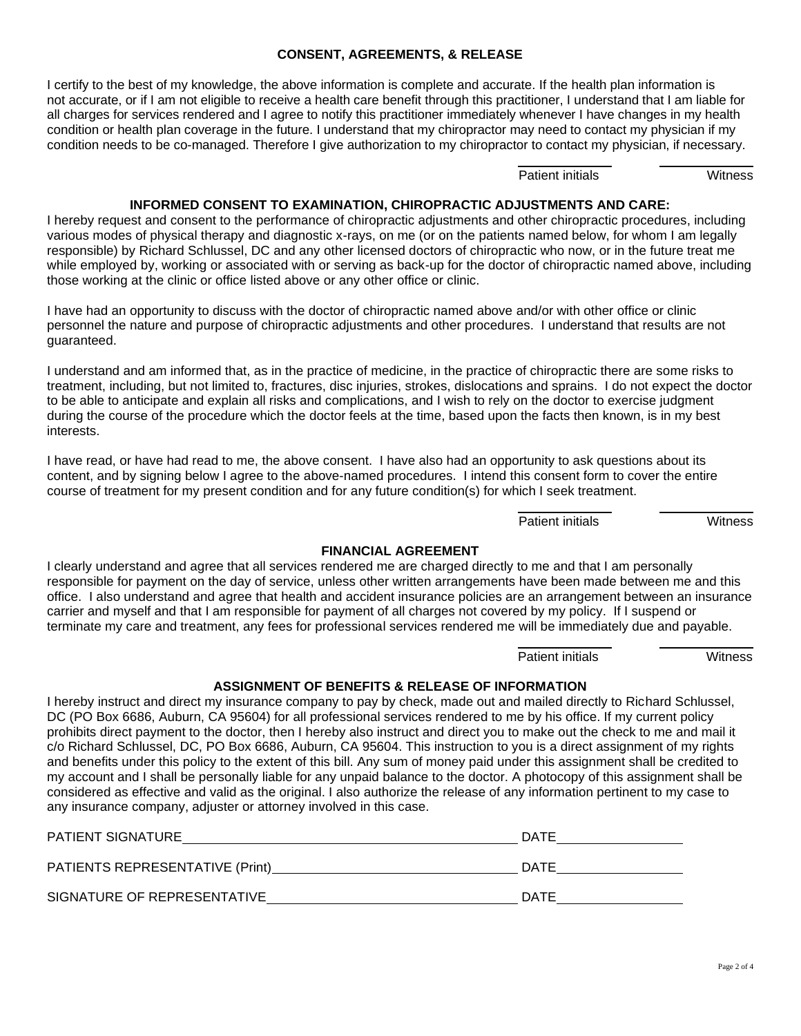## CONSENT, AGREEMENTS, & RELEASE

I certify to the best of my knowledge, the above information is complete and accurate. If the health plan information is not accurate, or if I am not eligible to receive a health care benefit through this practitioner, I understand that I am liable for all charges for services rendered and I agree to notify this practitioner immediately whenever I have changes in my health condition or health plan coverage in the future. I understand that my chiropractor may need to contact my physician if my condition needs to be co-managed. Therefore I give authorization to my chiropractor to contact my physician, if necessary.

\_\_\_\_\_\_\_\_\_\_ Patient initials \_\_\_\_\_\_\_\_\_\_ Witness

## INFORMED CONSENT TO EXAMINATION, CHIROPRACTIC ADJUSTMENTS AND CARE:

I hereby request and consent to the performance of chiropractic adjustments and other chiropractic procedures, including various modes of physical therapy and diagnostic x-rays, on me (or on the patients named below, for whom I am legally responsible) by Richard Schlussel, DC and any other licensed doctors of chiropractic who now, or in the future treat me while employed by, working or associated with or serving as back-up for the doctor of chiropractic named above, including those working at the clinic or office listed above or any other office or clinic.

I have had an opportunity to discuss with the doctor of chiropractic named above and/or with other office or clinic personnel the nature and purpose of chiropractic adjustments and other procedures. I understand that results are not guaranteed.

I understand and am informed that, as in the practice of medicine, in the practice of chiropractic there are some risks to treatment, including, but not limited to, fractures, disc injuries, strokes, dislocations and sprains. I do not expect the doctor to be able to anticipate and explain all risks and complications, and I wish to rely on the doctor to exercise judgment during the course of the procedure which the doctor feels at the time, based upon the facts then known, is in my best interests.

I have read, or have had read to me, the above consent. I have also had an opportunity to ask questions about its content, and by signing below I agree to the above-named procedures. I intend this consent form to cover the entire course of treatment for my present condition and for any future condition(s) for which I seek treatment.

\_\_\_\_\_\_\_\_\_\_ Patient initials \_\_\_\_\_\_\_\_\_\_ Witness

## FINANCIAL AGREEMENT

I clearly understand and agree that all services rendered me are charged directly to me and that I am personally responsible for payment on the day of service, unless other written arrangements have been made between me and this office. I also understand and agree that health and accident insurance policies are an arrangement between an insurance carrier and myself and that I am responsible for payment of all charges not covered by my policy. If I suspend or terminate my care and treatment, any fees for professional services rendered me will be immediately due and payable.

\_\_\_\_\_\_\_\_\_\_ Patient initials \_\_\_\_\_\_\_\_\_\_ Witness

## ASSIGNMENT OF BENEFITS & RELEASE OF INFORMATION

I hereby instruct and direct my insurance company to pay by check, made out and mailed directly to Richard Schlussel, DC (PO Box 6686, Auburn, CA 95604) for all professional services rendered to me by his office. If my current policy prohibits direct payment to the doctor, then I hereby also instruct and direct you to make out the check to me and mail it c/o Richard Schlussel, DC, PO Box 6686, Auburn, CA 95604. This instruction to you is a direct assignment of my rights and benefits under this policy to the extent of this bill. Any sum of money paid under this assignment shall be credited to my account and I shall be personally liable for any unpaid balance to the doctor. A photocopy of this assignment shall be considered as effective and valid as the original. I also authorize the release of any information pertinent to my case to any insurance company, adjuster or attorney involved in this case.

PATIENT SIGNATURE\_\_\_\_\_\_\_\_\_\_\_\_\_\_\_\_\_\_\_\_\_\_\_\_\_\_\_\_\_\_ DATE\_\_\_\_\_\_\_\_\_\_\_\_

PATIENTS REPRESENTATIVE (Print)\_\_\_\_\_\_\_\_\_\_\_\_\_\_\_\_\_\_\_\_\_\_ DATE\_\_\_\_\_\_\_\_\_\_\_\_

SIGNATURE OF REPRESENTATIVE\_\_\_\_\_\_\_\_\_\_\_\_\_\_\_\_\_\_\_\_\_\_\_ DATE\_\_\_\_\_\_\_\_\_\_\_\_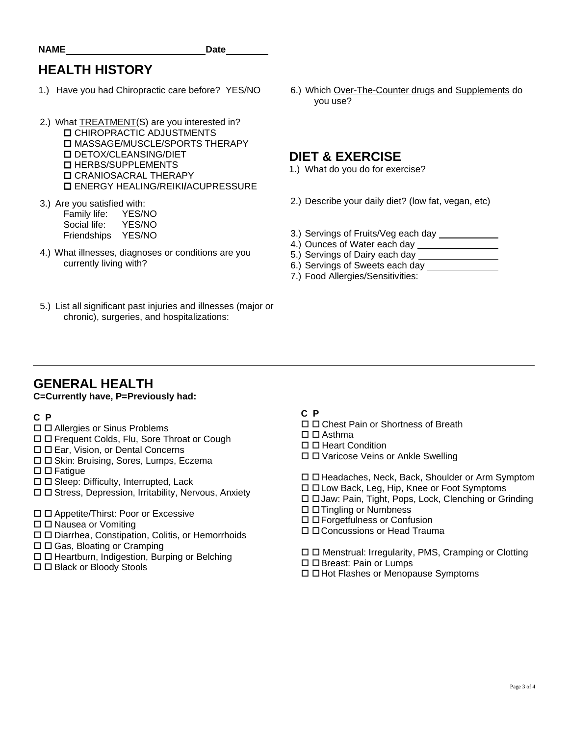**NAME**\_\_\_\_\_\_\_\_\_\_\_\_\_\_\_\_\_\_\_\_\_\_\_\_\_\_ **Date**\_\_\_\_\_\_\_\_

## HEALTH HISTORY

1.) Have you had Chiropractic care before? YES/NO

2.) What TREATMENT(S) are you interested in?
- ☐ CHIROPRACTIC ADJUSTMENTS
- ☐ MASSAGE/MUSCLE/SPORTS THERAPY
- ☐ DETOX/CLEANSING/DIET
- ☐ HERBS/SUPPLEMENTS
- ☐ CRANIOSACRAL THERAPY
- ☐ ENERGY HEALING/REIKI/ACUPRESSURE

3.) Are you satisfied with:
- Family life: YES/NO
- Social life: YES/NO
- Friendships YES/NO

4.) What illnesses, diagnoses or conditions are you currently living with?

5.) List all significant past injuries and illnesses (major or chronic), surgeries, and hospitalizations:

6.) Which Over-The-Counter drugs and Supplements do you use?

## DIET & EXERCISE

1.) What do you do for exercise?

2.) Describe your daily diet? (low fat, vegan, etc)

3.) Servings of Fruits/Veg each day \_\_\_\_\_\_\_\_\_\_\_\_
4.) Ounces of Water each day \_\_\_\_\_\_\_\_\_\_\_\_\_\_\_\_
5.) Servings of Dairy each day \_\_\_\_\_\_\_\_\_\_\_\_\_\_\_\_
6.) Servings of Sweets each day \_\_\_\_\_\_\_\_\_\_\_\_\_\_
7.) Food Allergies/Sensitivities:

---

## GENERAL HEALTH

**C=Currently have, P=Previously had:**

**C P**
- ☐ ☐ Allergies or Sinus Problems
- ☐ ☐ Frequent Colds, Flu, Sore Throat or Cough
- ☐ ☐ Ear, Vision, or Dental Concerns
- ☐ ☐ Skin: Bruising, Sores, Lumps, Eczema
- ☐ ☐ Fatigue
- ☐ ☐ Sleep: Difficulty, Interrupted, Lack
- ☐ ☐ Stress, Depression, Irritability, Nervous, Anxiety

- ☐ ☐ Appetite/Thirst: Poor or Excessive
- ☐ ☐ Nausea or Vomiting
- ☐ ☐ Diarrhea, Constipation, Colitis, or Hemorrhoids
- ☐ ☐ Gas, Bloating or Cramping
- ☐ ☐ Heartburn, Indigestion, Burping or Belching
- ☐ ☐ Black or Bloody Stools

**C P**
- ☐ ☐ Chest Pain or Shortness of Breath
- ☐ ☐ Asthma
- ☐ ☐ Heart Condition
- ☐ ☐ Varicose Veins or Ankle Swelling

- ☐ ☐ Headaches, Neck, Back, Shoulder or Arm Symptom
- ☐ ☐ Low Back, Leg, Hip, Knee or Foot Symptoms
- ☐ ☐ Jaw: Pain, Tight, Pops, Lock, Clenching or Grinding
- ☐ ☐ Tingling or Numbness
- ☐ ☐ Forgetfulness or Confusion
- ☐ ☐ Concussions or Head Trauma

- ☐ ☐ Menstrual: Irregularity, PMS, Cramping or Clotting
- ☐ ☐ Breast: Pain or Lumps
- ☐ ☐ Hot Flashes or Menopause Symptoms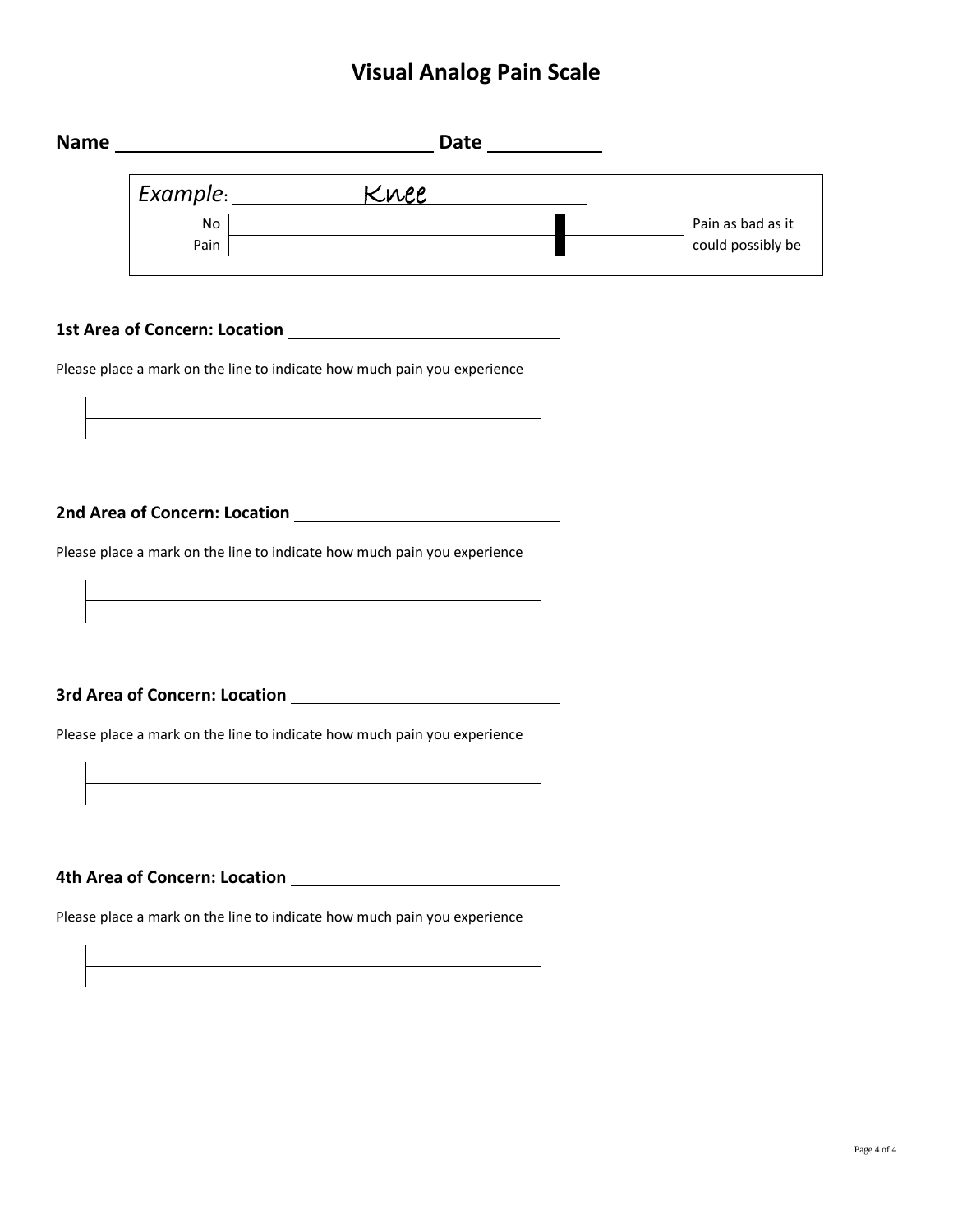# Visual Analog Pain Scale

**Name** ______________________________ **Date** __________

*Example*: Knee

No Pain | —————————————— | Pain as bad as it could possibly be

**1st Area of Concern: Location** ____________________________

Please place a mark on the line to indicate how much pain you experience

**2nd Area of Concern: Location** ____________________________

Please place a mark on the line to indicate how much pain you experience

**3rd Area of Concern: Location** ____________________________

Please place a mark on the line to indicate how much pain you experience

**4th Area of Concern: Location** ____________________________

Please place a mark on the line to indicate how much pain you experience